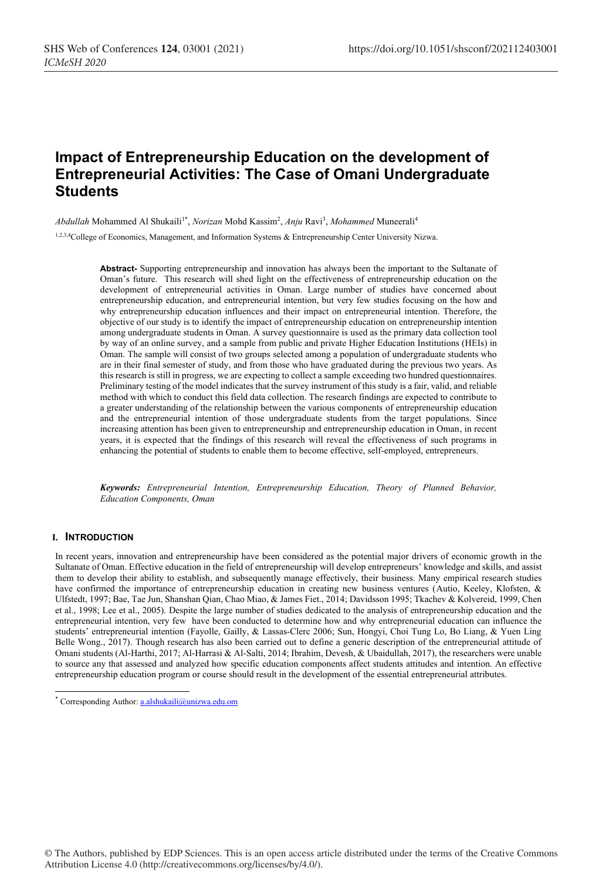# Impact of Entrepreneurship Education on the development of Entrepreneurial Activities: The Case of Omani Undergraduate Students

*Abdullah* Mohammed Al Shukaili[1*], *Norizan* Mohd Kassim[2], *Anju* Ravi[3], *Mohammed* Muneerali[4]

[1,2,3,4]College of Economics, Management, and Information Systems & Entrepreneurship Center University Nizwa.

**Abstract-** Supporting entrepreneurship and innovation has always been the important to the Sultanate of Oman's future. This research will shed light on the effectiveness of entrepreneurship education on the development of entrepreneurial activities in Oman. Large number of studies have concerned about entrepreneurship education, and entrepreneurial intention, but very few studies focusing on the how and why entrepreneurship education influences and their impact on entrepreneurial intention. Therefore, the objective of our study is to identify the impact of entrepreneurship education on entrepreneurship intention among undergraduate students in Oman. A survey questionnaire is used as the primary data collection tool by way of an online survey, and a sample from public and private Higher Education Institutions (HEIs) in Oman. The sample will consist of two groups selected among a population of undergraduate students who are in their final semester of study, and from those who have graduated during the previous two years. As this research is still in progress, we are expecting to collect a sample exceeding two hundred questionnaires. Preliminary testing of the model indicates that the survey instrument of this study is a fair, valid, and reliable method with which to conduct this field data collection. The research findings are expected to contribute to a greater understanding of the relationship between the various components of entrepreneurship education and the entrepreneurial intention of those undergraduate students from the target populations. Since increasing attention has been given to entrepreneurship and entrepreneurship education in Oman, in recent years, it is expected that the findings of this research will reveal the effectiveness of such programs in enhancing the potential of students to enable them to become effective, self-employed, entrepreneurs.

***Keywords:*** *Entrepreneurial Intention, Entrepreneurship Education, Theory of Planned Behavior, Education Components, Oman*

## I. Introduction

In recent years, innovation and entrepreneurship have been considered as the potential major drivers of economic growth in the Sultanate of Oman. Effective education in the field of entrepreneurship will develop entrepreneurs' knowledge and skills, and assist them to develop their ability to establish, and subsequently manage effectively, their business. Many empirical research studies have confirmed the importance of entrepreneurship education in creating new business ventures (Autio, Keeley, Klofsten, & Ulfstedt, 1997; Bae, Tae Jun, Shanshan Qian, Chao Miao, & James Fiet., 2014; Davidsson 1995; Tkachev & Kolvereid, 1999, Chen et al., 1998; Lee et al., 2005). Despite the large number of studies dedicated to the analysis of entrepreneurship education and the entrepreneurial intention, very few have been conducted to determine how and why entrepreneurial education can influence the students' entrepreneurial intention (Fayolle, Gailly, & Lassas-Clerc 2006; Sun, Hongyi, Choi Tung Lo, Bo Liang, & Yuen Ling Belle Wong., 2017). Though research has also been carried out to define a generic description of the entrepreneurial attitude of Omani students (Al-Harthi, 2017; Al-Harrasi & Al-Salti, 2014; Ibrahim, Devesh, & Ubaidullah, 2017), the researchers were unable to source any that assessed and analyzed how specific education components affect students attitudes and intention. An effective entrepreneurship education program or course should result in the development of the essential entrepreneurial attributes.

[*] Corresponding Author: a.alshukaili@unizwa.edu.om

© The Authors, published by EDP Sciences. This is an open access article distributed under the terms of the Creative Commons Attribution License 4.0 (http://creativecommons.org/licenses/by/4.0/).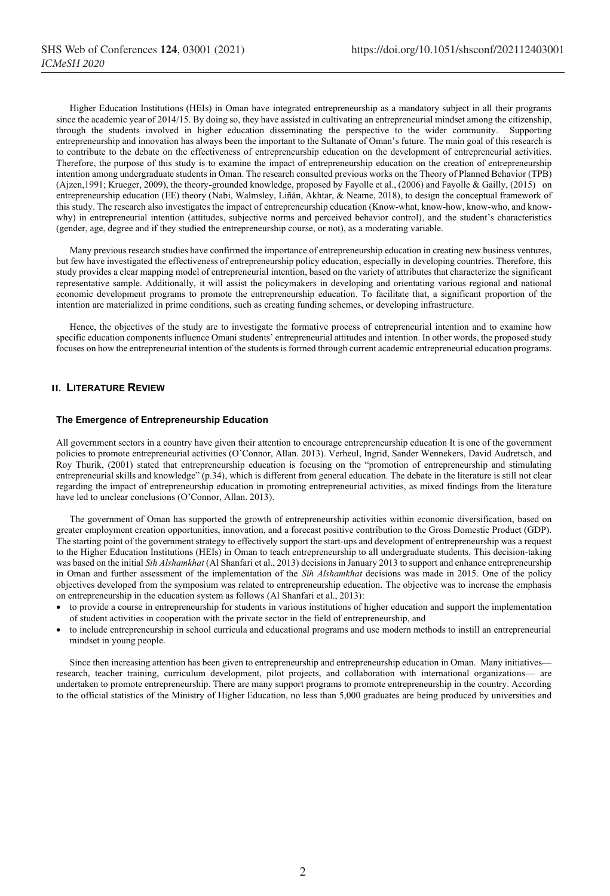Higher Education Institutions (HEIs) in Oman have integrated entrepreneurship as a mandatory subject in all their programs since the academic year of 2014/15. By doing so, they have assisted in cultivating an entrepreneurial mindset among the citizenship, through the students involved in higher education disseminating the perspective to the wider community. Supporting entrepreneurship and innovation has always been the important to the Sultanate of Oman's future. The main goal of this research is to contribute to the debate on the effectiveness of entrepreneurship education on the development of entrepreneurial activities. Therefore, the purpose of this study is to examine the impact of entrepreneurship education on the creation of entrepreneurship intention among undergraduate students in Oman. The research consulted previous works on the Theory of Planned Behavior (TPB) (Ajzen,1991; Krueger, 2009), the theory-grounded knowledge, proposed by Fayolle et al., (2006) and Fayolle & Gailly, (2015) on entrepreneurship education (EE) theory (Nabi, Walmsley, Liñán, Akhtar, & Neame, 2018), to design the conceptual framework of this study. The research also investigates the impact of entrepreneurship education (Know-what, know-how, know-who, and know-why) in entrepreneurial intention (attitudes, subjective norms and perceived behavior control), and the student's characteristics (gender, age, degree and if they studied the entrepreneurship course, or not), as a moderating variable.

Many previous research studies have confirmed the importance of entrepreneurship education in creating new business ventures, but few have investigated the effectiveness of entrepreneurship policy education, especially in developing countries. Therefore, this study provides a clear mapping model of entrepreneurial intention, based on the variety of attributes that characterize the significant representative sample. Additionally, it will assist the policymakers in developing and orientating various regional and national economic development programs to promote the entrepreneurship education. To facilitate that, a significant proportion of the intention are materialized in prime conditions, such as creating funding schemes, or developing infrastructure.

Hence, the objectives of the study are to investigate the formative process of entrepreneurial intention and to examine how specific education components influence Omani students' entrepreneurial attitudes and intention. In other words, the proposed study focuses on how the entrepreneurial intention of the students is formed through current academic entrepreneurial education programs.

## II. Literature Review

### The Emergence of Entrepreneurship Education

All government sectors in a country have given their attention to encourage entrepreneurship education It is one of the government policies to promote entrepreneurial activities (O'Connor, Allan. 2013). Verheul, Ingrid, Sander Wennekers, David Audretsch, and Roy Thurik, (2001) stated that entrepreneurship education is focusing on the "promotion of entrepreneurship and stimulating entrepreneurial skills and knowledge" (p.34), which is different from general education. The debate in the literature is still not clear regarding the impact of entrepreneurship education in promoting entrepreneurial activities, as mixed findings from the literature have led to unclear conclusions (O'Connor, Allan. 2013).

The government of Oman has supported the growth of entrepreneurship activities within economic diversification, based on greater employment creation opportunities, innovation, and a forecast positive contribution to the Gross Domestic Product (GDP). The starting point of the government strategy to effectively support the start-ups and development of entrepreneurship was a request to the Higher Education Institutions (HEIs) in Oman to teach entrepreneurship to all undergraduate students. This decision-taking was based on the initial *Sih Alshamkhat* (Al Shanfari et al., 2013) decisions in January 2013 to support and enhance entrepreneurship in Oman and further assessment of the implementation of the *Sih Alshamkhat* decisions was made in 2015. One of the policy objectives developed from the symposium was related to entrepreneurship education. The objective was to increase the emphasis on entrepreneurship in the education system as follows (Al Shanfari et al., 2013):

- to provide a course in entrepreneurship for students in various institutions of higher education and support the implementation of student activities in cooperation with the private sector in the field of entrepreneurship, and
- to include entrepreneurship in school curricula and educational programs and use modern methods to instill an entrepreneurial mindset in young people.

Since then increasing attention has been given to entrepreneurship and entrepreneurship education in Oman. Many initiatives— research, teacher training, curriculum development, pilot projects, and collaboration with international organizations— are undertaken to promote entrepreneurship. There are many support programs to promote entrepreneurship in the country. According to the official statistics of the Ministry of Higher Education, no less than 5,000 graduates are being produced by universities and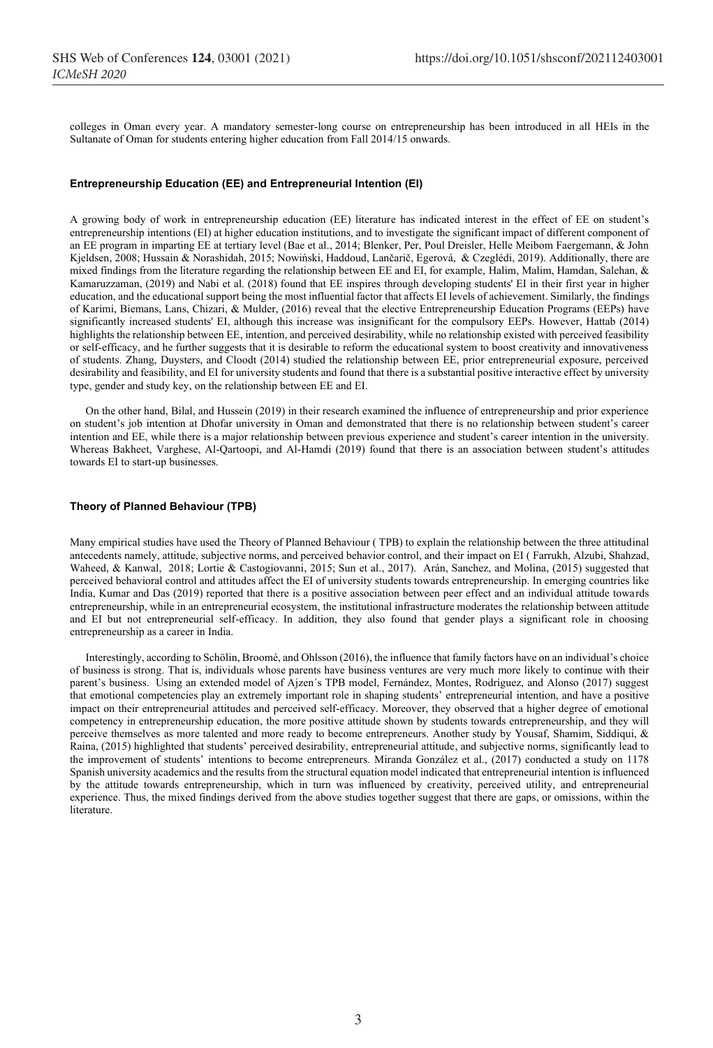colleges in Oman every year. A mandatory semester-long course on entrepreneurship has been introduced in all HEIs in the Sultanate of Oman for students entering higher education from Fall 2014/15 onwards.

### Entrepreneurship Education (EE) and Entrepreneurial Intention (EI)

A growing body of work in entrepreneurship education (EE) literature has indicated interest in the effect of EE on student's entrepreneurship intentions (EI) at higher education institutions, and to investigate the significant impact of different component of an EE program in imparting EE at tertiary level (Bae et al., 2014; Blenker, Per, Poul Dreisler, Helle Meibom Faergemann, & John Kjeldsen, 2008; Hussain & Norashidah, 2015; Nowiński, Haddoud, Lančarič, Egerová, & Czeglédi, 2019). Additionally, there are mixed findings from the literature regarding the relationship between EE and EI, for example, Halim, Malim, Hamdan, Salehan, & Kamaruzzaman, (2019) and Nabi et al. (2018) found that EE inspires through developing students' EI in their first year in higher education, and the educational support being the most influential factor that affects EI levels of achievement. Similarly, the findings of Karimi, Biemans, Lans, Chizari, & Mulder, (2016) reveal that the elective Entrepreneurship Education Programs (EEPs) have significantly increased students' EI, although this increase was insignificant for the compulsory EEPs. However, Hattab (2014) highlights the relationship between EE, intention, and perceived desirability, while no relationship existed with perceived feasibility or self-efficacy, and he further suggests that it is desirable to reform the educational system to boost creativity and innovativeness of students. Zhang, Duysters, and Cloodt (2014) studied the relationship between EE, prior entrepreneurial exposure, perceived desirability and feasibility, and EI for university students and found that there is a substantial positive interactive effect by university type, gender and study key, on the relationship between EE and EI.

On the other hand, Bilal, and Hussein (2019) in their research examined the influence of entrepreneurship and prior experience on student's job intention at Dhofar university in Oman and demonstrated that there is no relationship between student's career intention and EE, while there is a major relationship between previous experience and student's career intention in the university. Whereas Bakheet, Varghese, Al-Qartoopi, and Al-Hamdi (2019) found that there is an association between student's attitudes towards EI to start-up businesses.

### Theory of Planned Behaviour (TPB)

Many empirical studies have used the Theory of Planned Behaviour ( TPB) to explain the relationship between the three attitudinal antecedents namely, attitude, subjective norms, and perceived behavior control, and their impact on EI ( Farrukh, Alzubi, Shahzad, Waheed, & Kanwal, 2018; Lortie & Castogiovanni, 2015; Sun et al., 2017). Arán, Sanchez, and Molina, (2015) suggested that perceived behavioral control and attitudes affect the EI of university students towards entrepreneurship. In emerging countries like India, Kumar and Das (2019) reported that there is a positive association between peer effect and an individual attitude towards entrepreneurship, while in an entrepreneurial ecosystem, the institutional infrastructure moderates the relationship between attitude and EI but not entrepreneurial self-efficacy. In addition, they also found that gender plays a significant role in choosing entrepreneurship as a career in India.

Interestingly, according to Schölin, Broomé, and Ohlsson (2016), the influence that family factors have on an individual's choice of business is strong. That is, individuals whose parents have business ventures are very much more likely to continue with their parent's business. Using an extended model of Ajzen´s TPB model, Fernández, Montes, Rodríguez, and Alonso (2017) suggest that emotional competencies play an extremely important role in shaping students' entrepreneurial intention, and have a positive impact on their entrepreneurial attitudes and perceived self-efficacy. Moreover, they observed that a higher degree of emotional competency in entrepreneurship education, the more positive attitude shown by students towards entrepreneurship, and they will perceive themselves as more talented and more ready to become entrepreneurs. Another study by Yousaf, Shamim, Siddiqui, & Raina, (2015) highlighted that students' perceived desirability, entrepreneurial attitude, and subjective norms, significantly lead to the improvement of students' intentions to become entrepreneurs. Miranda González et al., (2017) conducted a study on 1178 Spanish university academics and the results from the structural equation model indicated that entrepreneurial intention is influenced by the attitude towards entrepreneurship, which in turn was influenced by creativity, perceived utility, and entrepreneurial experience. Thus, the mixed findings derived from the above studies together suggest that there are gaps, or omissions, within the literature.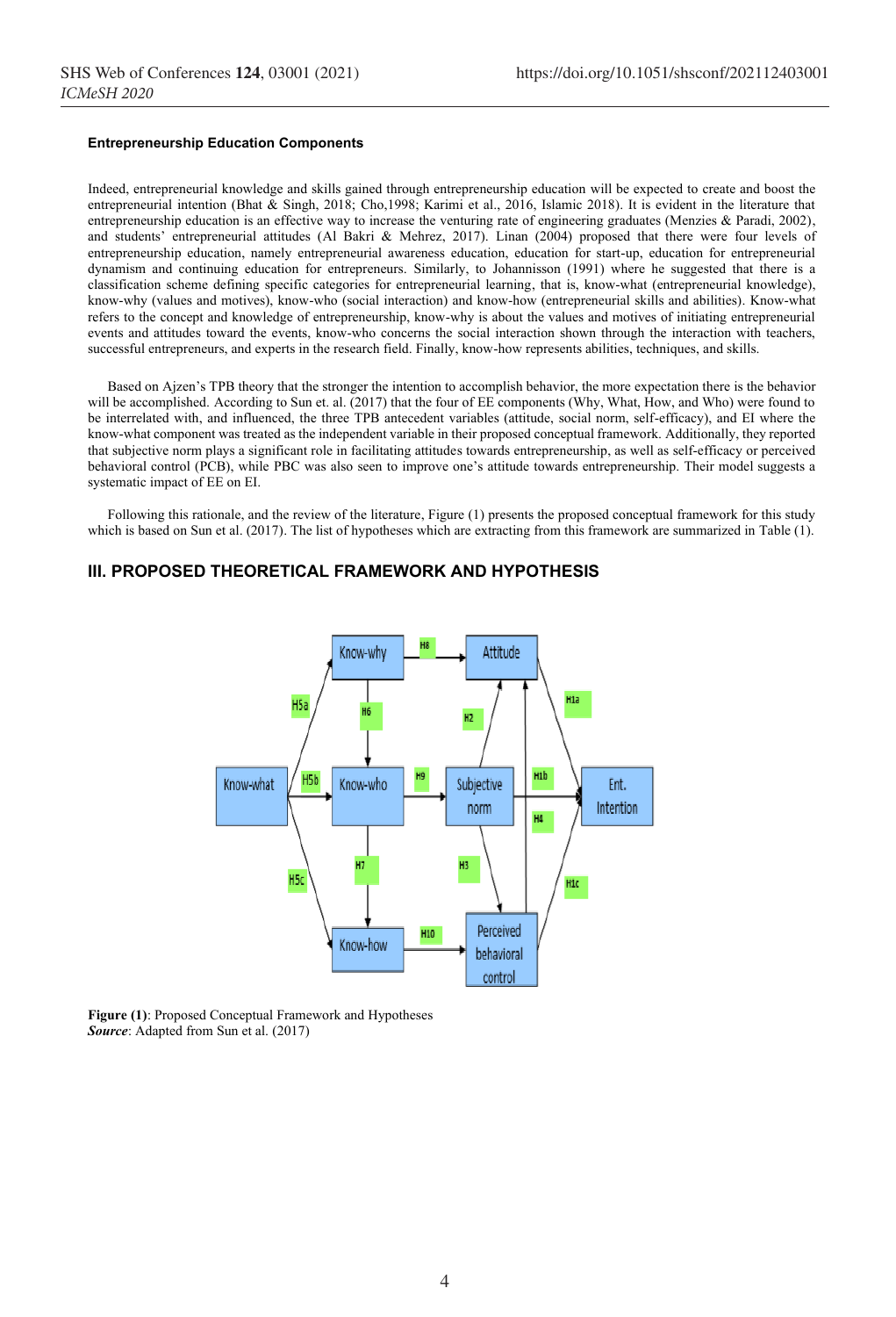#### Entrepreneurship Education Components

Indeed, entrepreneurial knowledge and skills gained through entrepreneurship education will be expected to create and boost the entrepreneurial intention (Bhat & Singh, 2018; Cho,1998; Karimi et al., 2016, Islamic 2018). It is evident in the literature that entrepreneurship education is an effective way to increase the venturing rate of engineering graduates (Menzies & Paradi, 2002), and students' entrepreneurial attitudes (Al Bakri & Mehrez, 2017). Linan (2004) proposed that there were four levels of entrepreneurship education, namely entrepreneurial awareness education, education for start-up, education for entrepreneurial dynamism and continuing education for entrepreneurs. Similarly, to Johannisson (1991) where he suggested that there is a classification scheme defining specific categories for entrepreneurial learning, that is, know-what (entrepreneurial knowledge), know-why (values and motives), know-who (social interaction) and know-how (entrepreneurial skills and abilities). Know-what refers to the concept and knowledge of entrepreneurship, know-why is about the values and motives of initiating entrepreneurial events and attitudes toward the events, know-who concerns the social interaction shown through the interaction with teachers, successful entrepreneurs, and experts in the research field. Finally, know-how represents abilities, techniques, and skills.

Based on Ajzen's TPB theory that the stronger the intention to accomplish behavior, the more expectation there is the behavior will be accomplished. According to Sun et. al. (2017) that the four of EE components (Why, What, How, and Who) were found to be interrelated with, and influenced, the three TPB antecedent variables (attitude, social norm, self-efficacy), and EI where the know-what component was treated as the independent variable in their proposed conceptual framework. Additionally, they reported that subjective norm plays a significant role in facilitating attitudes towards entrepreneurship, as well as self-efficacy or perceived behavioral control (PCB), while PBC was also seen to improve one's attitude towards entrepreneurship. Their model suggests a systematic impact of EE on EI.

Following this rationale, and the review of the literature, Figure (1) presents the proposed conceptual framework for this study which is based on Sun et al. (2017). The list of hypotheses which are extracting from this framework are summarized in Table (1).

## III. PROPOSED THEORETICAL FRAMEWORK AND HYPOTHESIS

**Figure (1)**: Proposed Conceptual Framework and Hypotheses
***Source***: Adapted from Sun et al. (2017)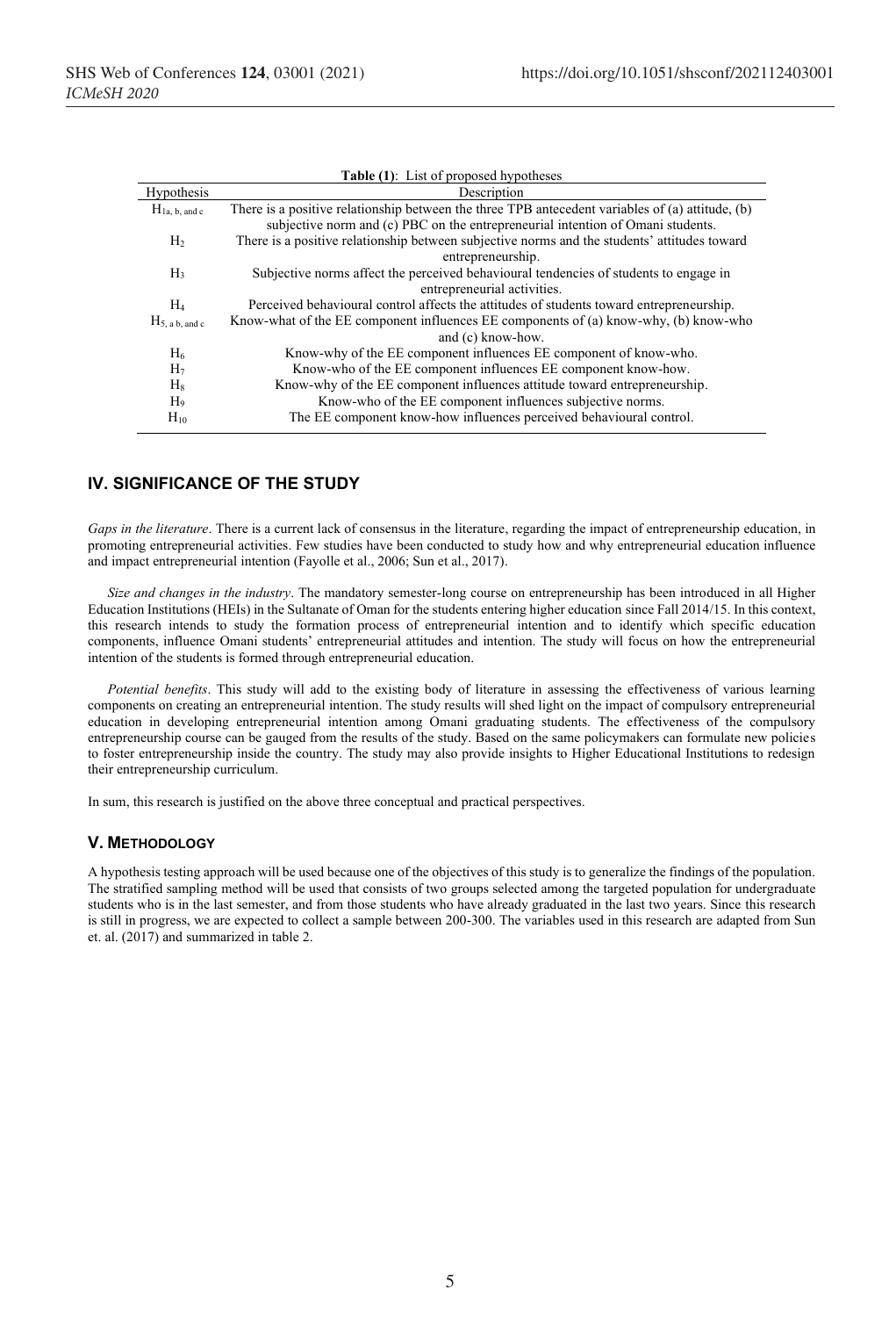**Table (1)**: List of proposed hypotheses

| Hypothesis | Description |
|---|---|
| $H_{1a, b, and c}$ | There is a positive relationship between the three TPB antecedent variables of (a) attitude, (b) subjective norm and (c) PBC on the entrepreneurial intention of Omani students. |
| $H_2$ | There is a positive relationship between subjective norms and the students' attitudes toward entrepreneurship. |
| $H_3$ | Subjective norms affect the perceived behavioural tendencies of students to engage in entrepreneurial activities. |
| $H_4$ | Perceived behavioural control affects the attitudes of students toward entrepreneurship. |
| $H_{5, a b, and c}$ | Know-what of the EE component influences EE components of (a) know-why, (b) know-who and (c) know-how. |
| $H_6$ | Know-why of the EE component influences EE component of know-who. |
| $H_7$ | Know-who of the EE component influences EE component know-how. |
| $H_8$ | Know-why of the EE component influences attitude toward entrepreneurship. |
| $H_9$ | Know-who of the EE component influences subjective norms. |
| $H_{10}$ | The EE component know-how influences perceived behavioural control. |

## IV. SIGNIFICANCE OF THE STUDY

*Gaps in the literature*. There is a current lack of consensus in the literature, regarding the impact of entrepreneurship education, in promoting entrepreneurial activities. Few studies have been conducted to study how and why entrepreneurial education influence and impact entrepreneurial intention (Fayolle et al., 2006; Sun et al., 2017).

*Size and changes in the industry*. The mandatory semester-long course on entrepreneurship has been introduced in all Higher Education Institutions (HEIs) in the Sultanate of Oman for the students entering higher education since Fall 2014/15. In this context, this research intends to study the formation process of entrepreneurial intention and to identify which specific education components, influence Omani students' entrepreneurial attitudes and intention. The study will focus on how the entrepreneurial intention of the students is formed through entrepreneurial education.

*Potential benefits*. This study will add to the existing body of literature in assessing the effectiveness of various learning components on creating an entrepreneurial intention. The study results will shed light on the impact of compulsory entrepreneurial education in developing entrepreneurial intention among Omani graduating students. The effectiveness of the compulsory entrepreneurship course can be gauged from the results of the study. Based on the same policymakers can formulate new policies to foster entrepreneurship inside the country. The study may also provide insights to Higher Educational Institutions to redesign their entrepreneurship curriculum.

In sum, this research is justified on the above three conceptual and practical perspectives.

## V. METHODOLOGY

A hypothesis testing approach will be used because one of the objectives of this study is to generalize the findings of the population. The stratified sampling method will be used that consists of two groups selected among the targeted population for undergraduate students who is in the last semester, and from those students who have already graduated in the last two years. Since this research is still in progress, we are expected to collect a sample between 200-300. The variables used in this research are adapted from Sun et. al. (2017) and summarized in table 2.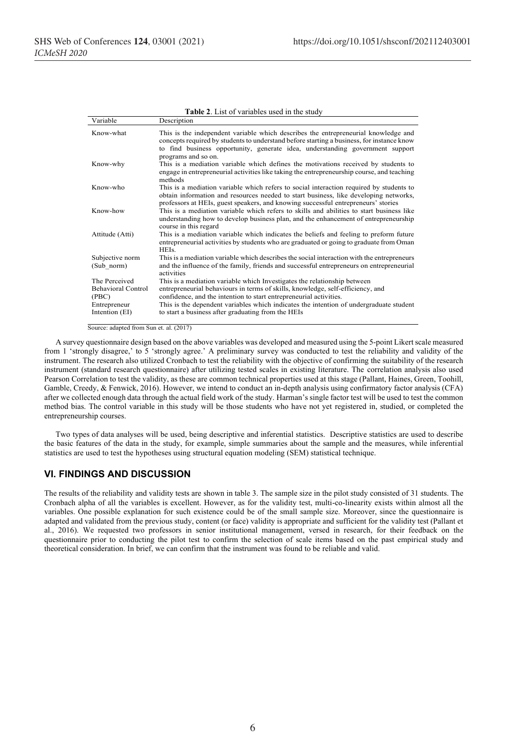**Table 2**. List of variables used in the study

| Variable | Description |
|---|---|
| Know-what | This is the independent variable which describes the entrepreneurial knowledge and concepts required by students to understand before starting a business, for instance know to find business opportunity, generate idea, understanding government support programs and so on. |
| Know-why | This is a mediation variable which defines the motivations received by students to engage in entrepreneurial activities like taking the entrepreneurship course, and teaching methods |
| Know-who | This is a mediation variable which refers to social interaction required by students to obtain information and resources needed to start business, like developing networks, professors at HEIs, guest speakers, and knowing successful entrepreneurs' stories |
| Know-how | This is a mediation variable which refers to skills and abilities to start business like understanding how to develop business plan, and the enhancement of entrepreneurship course in this regard |
| Attitude (Atti) | This is a mediation variable which indicates the beliefs and feeling to preform future entrepreneurial activities by students who are graduated or going to graduate from Oman HEIs. |
| Subjective norm (Sub_norm) | This is a mediation variable which describes the social interaction with the entrepreneurs and the influence of the family, friends and successful entrepreneurs on entrepreneurial activities |
| The Perceived Behavioral Control (PBC) | This is a mediation variable which Investigates the relationship between entrepreneurial behaviours in terms of skills, knowledge, self-efficiency, and confidence, and the intention to start entrepreneurial activities. |
| Entrepreneur Intention (EI) | This is the dependent variables which indicates the intention of undergraduate student to start a business after graduating from the HEIs |

Source: adapted from Sun et. al. (2017)

A survey questionnaire design based on the above variables was developed and measured using the 5-point Likert scale measured from 1 'strongly disagree,' to 5 'strongly agree.' A preliminary survey was conducted to test the reliability and validity of the instrument. The research also utilized Cronbach to test the reliability with the objective of confirming the suitability of the research instrument (standard research questionnaire) after utilizing tested scales in existing literature. The correlation analysis also used Pearson Correlation to test the validity, as these are common technical properties used at this stage (Pallant, Haines, Green, Toohill, Gamble, Creedy, & Fenwick, 2016). However, we intend to conduct an in-depth analysis using confirmatory factor analysis (CFA) after we collected enough data through the actual field work of the study. Harman's single factor test will be used to test the common method bias. The control variable in this study will be those students who have not yet registered in, studied, or completed the entrepreneurship courses.

Two types of data analyses will be used, being descriptive and inferential statistics. Descriptive statistics are used to describe the basic features of the data in the study, for example, simple summaries about the sample and the measures, while inferential statistics are used to test the hypotheses using structural equation modeling (SEM) statistical technique.

## VI. FINDINGS AND DISCUSSION

The results of the reliability and validity tests are shown in table 3. The sample size in the pilot study consisted of 31 students. The Cronbach alpha of all the variables is excellent. However, as for the validity test, multi-co-linearity exists within almost all the variables. One possible explanation for such existence could be of the small sample size. Moreover, since the questionnaire is adapted and validated from the previous study, content (or face) validity is appropriate and sufficient for the validity test (Pallant et al., 2016). We requested two professors in senior institutional management, versed in research, for their feedback on the questionnaire prior to conducting the pilot test to confirm the selection of scale items based on the past empirical study and theoretical consideration. In brief, we can confirm that the instrument was found to be reliable and valid.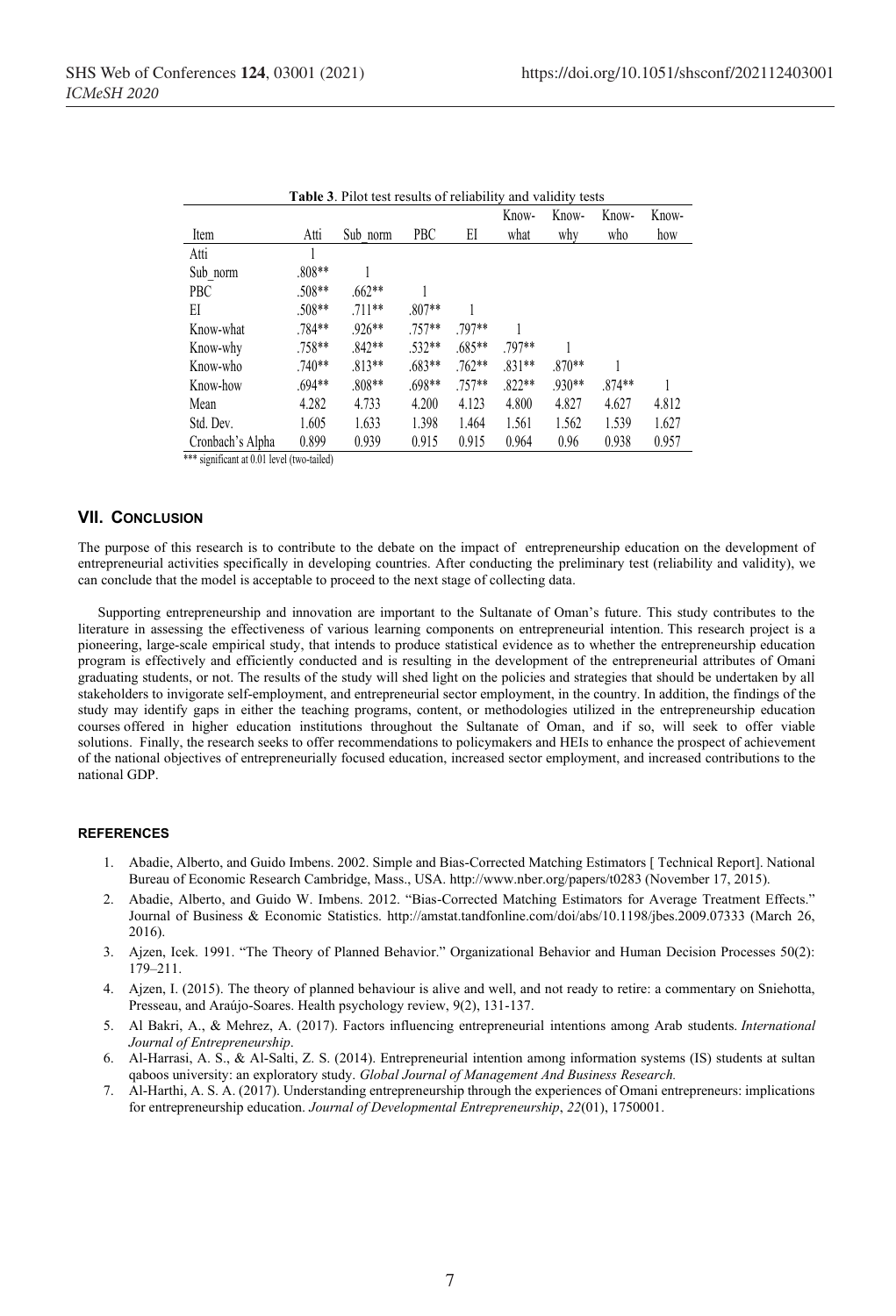**Table 3**. Pilot test results of reliability and validity tests

| Item | Atti | Sub_norm | PBC | EI | Know-what | Know-why | Know-who | Know-how |
|---|---|---|---|---|---|---|---|---|
| Atti | 1 | | | | | | | |
| Sub_norm | .808** | 1 | | | | | | |
| PBC | .508** | .662** | 1 | | | | | |
| EI | .508** | .711** | .807** | 1 | | | | |
| Know-what | .784** | .926** | .757** | .797** | 1 | | | |
| Know-why | .758** | .842** | .532** | .685** | .797** | 1 | | |
| Know-who | .740** | .813** | .683** | .762** | .831** | .870** | 1 | |
| Know-how | .694** | .808** | .698** | .757** | .822** | .930** | .874** | 1 |
| Mean | 4.282 | 4.733 | 4.200 | 4.123 | 4.800 | 4.827 | 4.627 | 4.812 |
| Std. Dev. | 1.605 | 1.633 | 1.398 | 1.464 | 1.561 | 1.562 | 1.539 | 1.627 |
| Cronbach's Alpha | 0.899 | 0.939 | 0.915 | 0.915 | 0.964 | 0.96 | 0.938 | 0.957 |

*** significant at 0.01 level (two-tailed)

## VII. Conclusion

The purpose of this research is to contribute to the debate on the impact of entrepreneurship education on the development of entrepreneurial activities specifically in developing countries. After conducting the preliminary test (reliability and validity), we can conclude that the model is acceptable to proceed to the next stage of collecting data.

Supporting entrepreneurship and innovation are important to the Sultanate of Oman's future. This study contributes to the literature in assessing the effectiveness of various learning components on entrepreneurial intention. This research project is a pioneering, large-scale empirical study, that intends to produce statistical evidence as to whether the entrepreneurship education program is effectively and efficiently conducted and is resulting in the development of the entrepreneurial attributes of Omani graduating students, or not. The results of the study will shed light on the policies and strategies that should be undertaken by all stakeholders to invigorate self-employment, and entrepreneurial sector employment, in the country. In addition, the findings of the study may identify gaps in either the teaching programs, content, or methodologies utilized in the entrepreneurship education courses offered in higher education institutions throughout the Sultanate of Oman, and if so, will seek to offer viable solutions. Finally, the research seeks to offer recommendations to policymakers and HEIs to enhance the prospect of achievement of the national objectives of entrepreneurially focused education, increased sector employment, and increased contributions to the national GDP.

### References

1. Abadie, Alberto, and Guido Imbens. 2002. Simple and Bias-Corrected Matching Estimators [ Technical Report]. National Bureau of Economic Research Cambridge, Mass., USA. http://www.nber.org/papers/t0283 (November 17, 2015).
2. Abadie, Alberto, and Guido W. Imbens. 2012. "Bias-Corrected Matching Estimators for Average Treatment Effects." Journal of Business & Economic Statistics. http://amstat.tandfonline.com/doi/abs/10.1198/jbes.2009.07333 (March 26, 2016).
3. Ajzen, Icek. 1991. "The Theory of Planned Behavior." Organizational Behavior and Human Decision Processes 50(2): 179–211.
4. Ajzen, I. (2015). The theory of planned behaviour is alive and well, and not ready to retire: a commentary on Sniehotta, Presseau, and Araújo-Soares. Health psychology review, 9(2), 131-137.
5. Al Bakri, A., & Mehrez, A. (2017). Factors influencing entrepreneurial intentions among Arab students. *International Journal of Entrepreneurship*.
6. Al-Harrasi, A. S., & Al-Salti, Z. S. (2014). Entrepreneurial intention among information systems (IS) students at sultan qaboos university: an exploratory study. *Global Journal of Management And Business Research.*
7. Al-Harthi, A. S. A. (2017). Understanding entrepreneurship through the experiences of Omani entrepreneurs: implications for entrepreneurship education. *Journal of Developmental Entrepreneurship*, *22*(01), 1750001.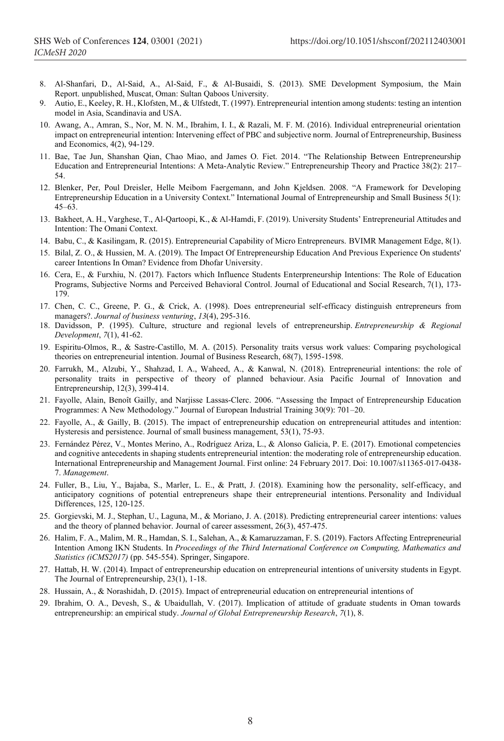8. Al-Shanfari, D., Al-Said, A., Al-Said, F., & Al-Busaidi, S. (2013). SME Development Symposium, the Main Report. unpublished, Muscat, Oman: Sultan Qaboos University.
9. Autio, E., Keeley, R. H., Klofsten, M., & Ulfstedt, T. (1997). Entrepreneurial intention among students: testing an intention model in Asia, Scandinavia and USA.
10. Awang, A., Amran, S., Nor, M. N. M., Ibrahim, I. I., & Razali, M. F. M. (2016). Individual entrepreneurial orientation impact on entrepreneurial intention: Intervening effect of PBC and subjective norm. Journal of Entrepreneurship, Business and Economics, 4(2), 94-129.
11. Bae, Tae Jun, Shanshan Qian, Chao Miao, and James O. Fiet. 2014. "The Relationship Between Entrepreneurship Education and Entrepreneurial Intentions: A Meta-Analytic Review." Entrepreneurship Theory and Practice 38(2): 217–54.
12. Blenker, Per, Poul Dreisler, Helle Meibom Faergemann, and John Kjeldsen. 2008. "A Framework for Developing Entrepreneurship Education in a University Context." International Journal of Entrepreneurship and Small Business 5(1): 45–63.
13. Bakheet, A. H., Varghese, T., Al-Qartoopi, K., & Al-Hamdi, F. (2019). University Students' Entrepreneurial Attitudes and Intention: The Omani Context.
14. Babu, C., & Kasilingam, R. (2015). Entrepreneurial Capability of Micro Entrepreneurs. BVIMR Management Edge, 8(1).
15. Bilal, Z. O., & Hussien, M. A. (2019). The Impact Of Entrepreneurship Education And Previous Experience On students' career Intentions In Oman? Evidence from Dhofar University.
16. Cera, E., & Furxhiu, N. (2017). Factors which Influence Students Enterpreneurship Intentions: The Role of Education Programs, Subjective Norms and Perceived Behavioral Control. Journal of Educational and Social Research, 7(1), 173-179.
17. Chen, C. C., Greene, P. G., & Crick, A. (1998). Does entrepreneurial self-efficacy distinguish entrepreneurs from managers?. *Journal of business venturing*, *13*(4), 295-316.
18. Davidsson, P. (1995). Culture, structure and regional levels of entrepreneurship. *Entrepreneurship & Regional Development*, *7*(1), 41-62.
19. Espiritu-Olmos, R., & Sastre-Castillo, M. A. (2015). Personality traits versus work values: Comparing psychological theories on entrepreneurial intention. Journal of Business Research, 68(7), 1595-1598.
20. Farrukh, M., Alzubi, Y., Shahzad, I. A., Waheed, A., & Kanwal, N. (2018). Entrepreneurial intentions: the role of personality traits in perspective of theory of planned behaviour. Asia Pacific Journal of Innovation and Entrepreneurship, 12(3), 399-414.
21. Fayolle, Alain, Benoît Gailly, and Narjisse Lassas-Clerc. 2006. "Assessing the Impact of Entrepreneurship Education Programmes: A New Methodology." Journal of European Industrial Training 30(9): 701–20.
22. Fayolle, A., & Gailly, B. (2015). The impact of entrepreneurship education on entrepreneurial attitudes and intention: Hysteresis and persistence. Journal of small business management, 53(1), 75-93.
23. Fernández Pérez, V., Montes Merino, A., Rodríguez Ariza, L., & Alonso Galicia, P. E. (2017). Emotional competencies and cognitive antecedents in shaping students entrepreneurial intention: the moderating role of entrepreneurship education. International Entrepreneurship and Management Journal. First online: 24 February 2017. Doi: 10.1007/s11365-017-0438-7. *Management*.
24. Fuller, B., Liu, Y., Bajaba, S., Marler, L. E., & Pratt, J. (2018). Examining how the personality, self-efficacy, and anticipatory cognitions of potential entrepreneurs shape their entrepreneurial intentions. Personality and Individual Differences, 125, 120-125.
25. Gorgievski, M. J., Stephan, U., Laguna, M., & Moriano, J. A. (2018). Predicting entrepreneurial career intentions: values and the theory of planned behavior. Journal of career assessment, 26(3), 457-475.
26. Halim, F. A., Malim, M. R., Hamdan, S. I., Salehan, A., & Kamaruzzaman, F. S. (2019). Factors Affecting Entrepreneurial Intention Among IKN Students. In *Proceedings of the Third International Conference on Computing, Mathematics and Statistics (iCMS2017)* (pp. 545-554). Springer, Singapore.
27. Hattab, H. W. (2014). Impact of entrepreneurship education on entrepreneurial intentions of university students in Egypt. The Journal of Entrepreneurship, 23(1), 1-18.
28. Hussain, A., & Norashidah, D. (2015). Impact of entrepreneurial education on entrepreneurial intentions of
29. Ibrahim, O. A., Devesh, S., & Ubaidullah, V. (2017). Implication of attitude of graduate students in Oman towards entrepreneurship: an empirical study. *Journal of Global Entrepreneurship Research*, *7*(1), 8.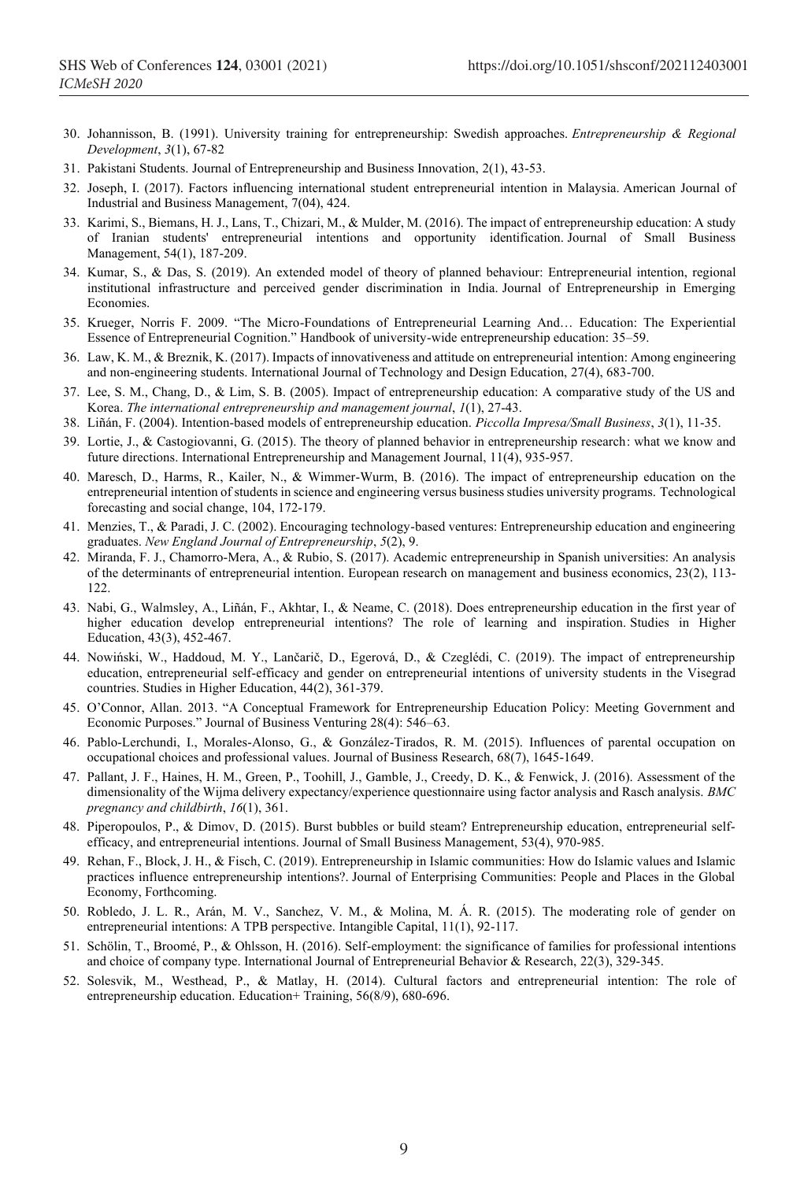30. Johannisson, B. (1991). University training for entrepreneurship: Swedish approaches. *Entrepreneurship & Regional Development*, *3*(1), 67-82
31. Pakistani Students. Journal of Entrepreneurship and Business Innovation, 2(1), 43-53.
32. Joseph, I. (2017). Factors influencing international student entrepreneurial intention in Malaysia. American Journal of Industrial and Business Management, 7(04), 424.
33. Karimi, S., Biemans, H. J., Lans, T., Chizari, M., & Mulder, M. (2016). The impact of entrepreneurship education: A study of Iranian students' entrepreneurial intentions and opportunity identification. Journal of Small Business Management, 54(1), 187-209.
34. Kumar, S., & Das, S. (2019). An extended model of theory of planned behaviour: Entrepreneurial intention, regional institutional infrastructure and perceived gender discrimination in India. Journal of Entrepreneurship in Emerging Economies.
35. Krueger, Norris F. 2009. "The Micro-Foundations of Entrepreneurial Learning And… Education: The Experiential Essence of Entrepreneurial Cognition." Handbook of university-wide entrepreneurship education: 35–59.
36. Law, K. M., & Breznik, K. (2017). Impacts of innovativeness and attitude on entrepreneurial intention: Among engineering and non-engineering students. International Journal of Technology and Design Education, 27(4), 683-700.
37. Lee, S. M., Chang, D., & Lim, S. B. (2005). Impact of entrepreneurship education: A comparative study of the US and Korea. *The international entrepreneurship and management journal*, *1*(1), 27-43.
38. Liñán, F. (2004). Intention-based models of entrepreneurship education. *Piccolla Impresa/Small Business*, *3*(1), 11-35.
39. Lortie, J., & Castogiovanni, G. (2015). The theory of planned behavior in entrepreneurship research: what we know and future directions. International Entrepreneurship and Management Journal, 11(4), 935-957.
40. Maresch, D., Harms, R., Kailer, N., & Wimmer-Wurm, B. (2016). The impact of entrepreneurship education on the entrepreneurial intention of students in science and engineering versus business studies university programs. Technological forecasting and social change, 104, 172-179.
41. Menzies, T., & Paradi, J. C. (2002). Encouraging technology-based ventures: Entrepreneurship education and engineering graduates. *New England Journal of Entrepreneurship*, *5*(2), 9.
42. Miranda, F. J., Chamorro-Mera, A., & Rubio, S. (2017). Academic entrepreneurship in Spanish universities: An analysis of the determinants of entrepreneurial intention. European research on management and business economics, 23(2), 113-122.
43. Nabi, G., Walmsley, A., Liñán, F., Akhtar, I., & Neame, C. (2018). Does entrepreneurship education in the first year of higher education develop entrepreneurial intentions? The role of learning and inspiration. Studies in Higher Education, 43(3), 452-467.
44. Nowiński, W., Haddoud, M. Y., Lančarič, D., Egerová, D., & Czeglédi, C. (2019). The impact of entrepreneurship education, entrepreneurial self-efficacy and gender on entrepreneurial intentions of university students in the Visegrad countries. Studies in Higher Education, 44(2), 361-379.
45. O'Connor, Allan. 2013. "A Conceptual Framework for Entrepreneurship Education Policy: Meeting Government and Economic Purposes." Journal of Business Venturing 28(4): 546–63.
46. Pablo-Lerchundi, I., Morales-Alonso, G., & González-Tirados, R. M. (2015). Influences of parental occupation on occupational choices and professional values. Journal of Business Research, 68(7), 1645-1649.
47. Pallant, J. F., Haines, H. M., Green, P., Toohill, J., Gamble, J., Creedy, D. K., & Fenwick, J. (2016). Assessment of the dimensionality of the Wijma delivery expectancy/experience questionnaire using factor analysis and Rasch analysis. *BMC pregnancy and childbirth*, *16*(1), 361.
48. Piperopoulos, P., & Dimov, D. (2015). Burst bubbles or build steam? Entrepreneurship education, entrepreneurial self-efficacy, and entrepreneurial intentions. Journal of Small Business Management, 53(4), 970-985.
49. Rehan, F., Block, J. H., & Fisch, C. (2019). Entrepreneurship in Islamic communities: How do Islamic values and Islamic practices influence entrepreneurship intentions?. Journal of Enterprising Communities: People and Places in the Global Economy, Forthcoming.
50. Robledo, J. L. R., Arán, M. V., Sanchez, V. M., & Molina, M. Á. R. (2015). The moderating role of gender on entrepreneurial intentions: A TPB perspective. Intangible Capital, 11(1), 92-117.
51. Schölin, T., Broomé, P., & Ohlsson, H. (2016). Self-employment: the significance of families for professional intentions and choice of company type. International Journal of Entrepreneurial Behavior & Research, 22(3), 329-345.
52. Solesvik, M., Westhead, P., & Matlay, H. (2014). Cultural factors and entrepreneurial intention: The role of entrepreneurship education. Education+ Training, 56(8/9), 680-696.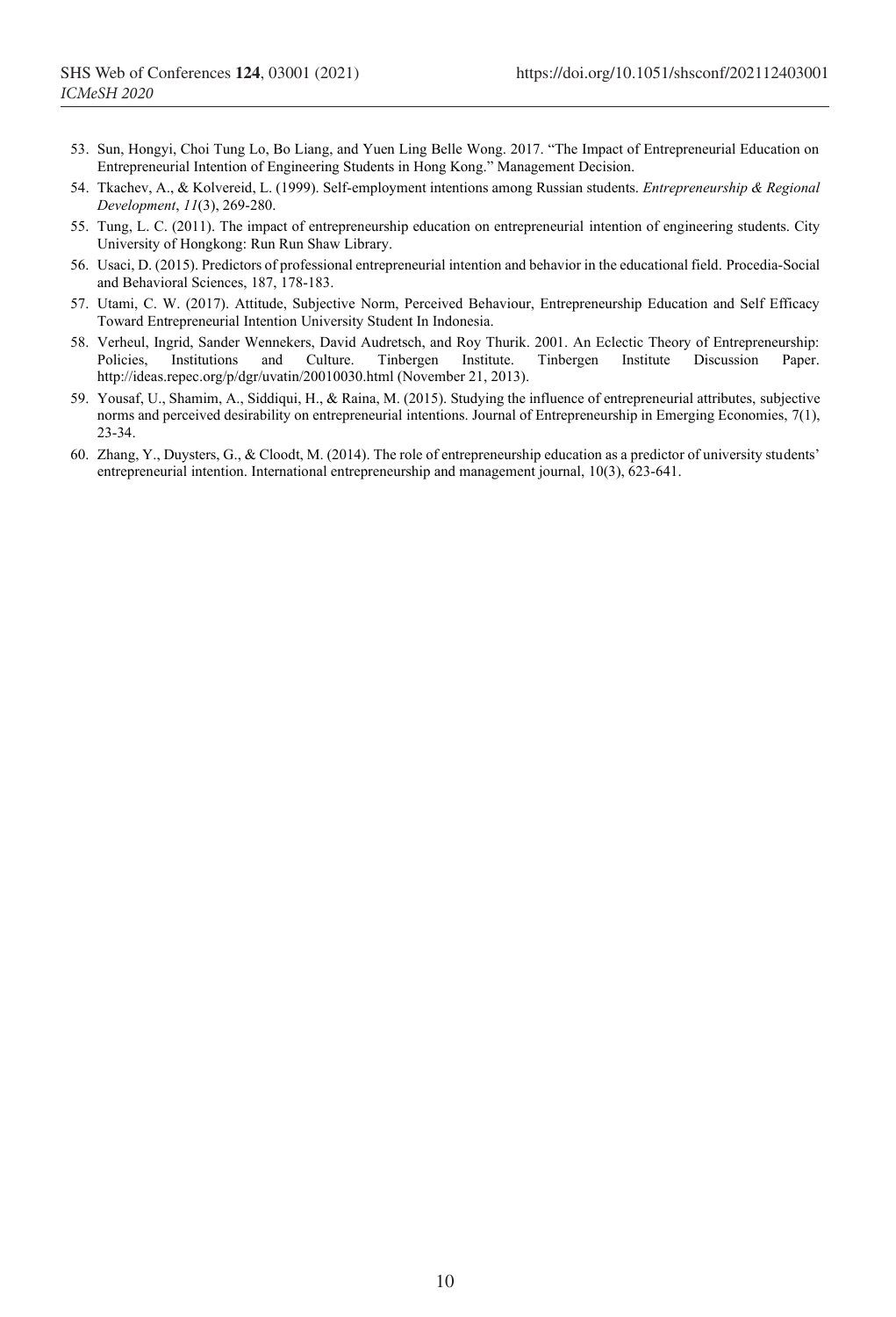53. Sun, Hongyi, Choi Tung Lo, Bo Liang, and Yuen Ling Belle Wong. 2017. "The Impact of Entrepreneurial Education on Entrepreneurial Intention of Engineering Students in Hong Kong." Management Decision.
54. Tkachev, A., & Kolvereid, L. (1999). Self-employment intentions among Russian students. *Entrepreneurship & Regional Development*, *11*(3), 269-280.
55. Tung, L. C. (2011). The impact of entrepreneurship education on entrepreneurial intention of engineering students. City University of Hongkong: Run Run Shaw Library.
56. Usaci, D. (2015). Predictors of professional entrepreneurial intention and behavior in the educational field. Procedia-Social and Behavioral Sciences, 187, 178-183.
57. Utami, C. W. (2017). Attitude, Subjective Norm, Perceived Behaviour, Entrepreneurship Education and Self Efficacy Toward Entrepreneurial Intention University Student In Indonesia.
58. Verheul, Ingrid, Sander Wennekers, David Audretsch, and Roy Thurik. 2001. An Eclectic Theory of Entrepreneurship: Policies, Institutions and Culture. Tinbergen Institute. Tinbergen Institute Discussion Paper. http://ideas.repec.org/p/dgr/uvatin/20010030.html (November 21, 2013).
59. Yousaf, U., Shamim, A., Siddiqui, H., & Raina, M. (2015). Studying the influence of entrepreneurial attributes, subjective norms and perceived desirability on entrepreneurial intentions. Journal of Entrepreneurship in Emerging Economies, 7(1), 23-34.
60. Zhang, Y., Duysters, G., & Cloodt, M. (2014). The role of entrepreneurship education as a predictor of university students' entrepreneurial intention. International entrepreneurship and management journal, 10(3), 623-641.